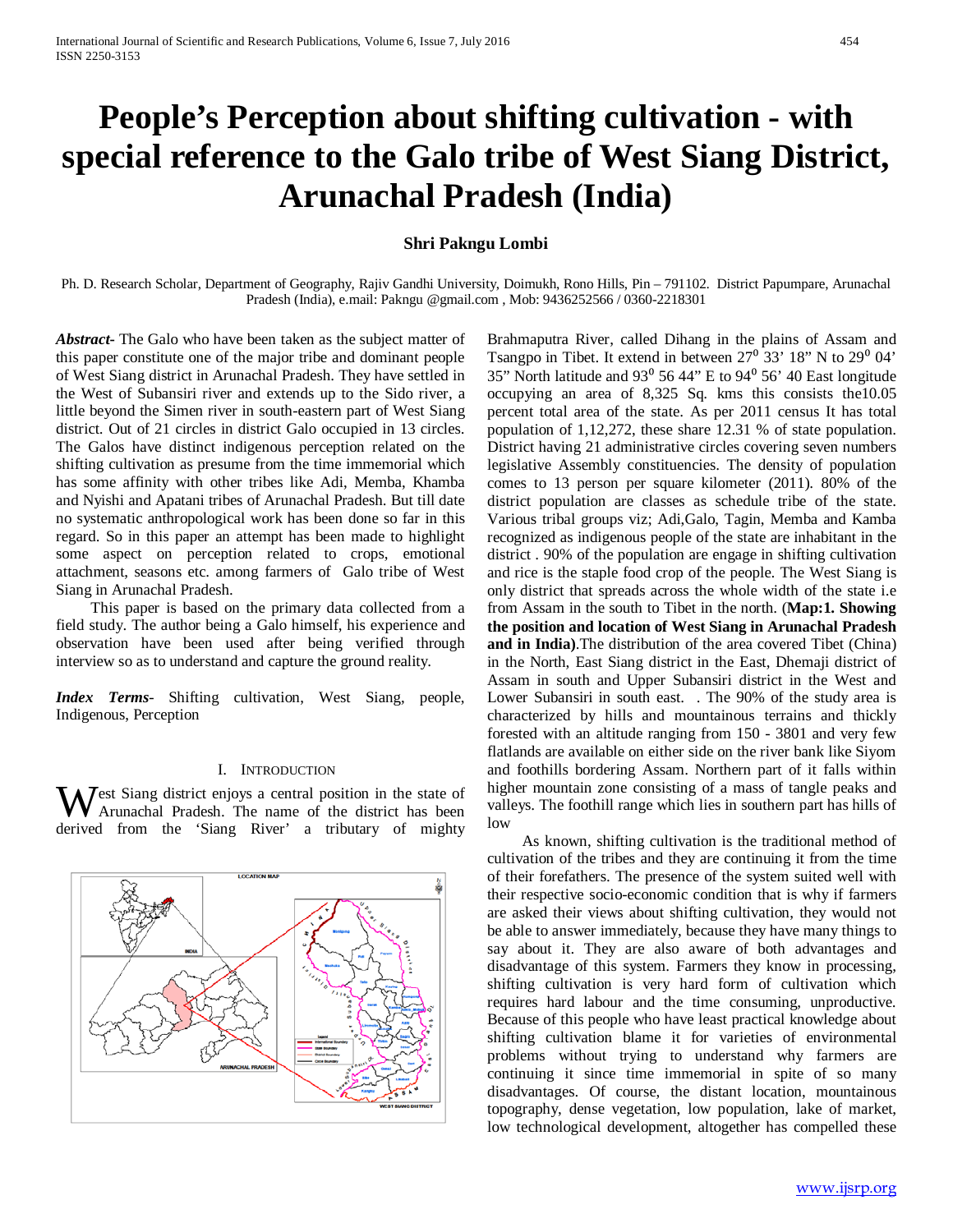# People's Perception about shifting cultivation - with special reference to the Galo tribe of West Siang District, Arunachal Pradesh (India)

**Shri Pakngu Lombi**

Ph. D. Research Scholar, Department of Geography, Rajiv Gandhi University, Doimukh, Rono Hills, Pin – 791102. District Papumpare, Arunachal Pradesh (India), e.mail: Pakngu @gmail.com , Mob: 9436252566 / 0360-2218301

***Abstract***- The Galo who have been taken as the subject matter of this paper constitute one of the major tribe and dominant people of West Siang district in Arunachal Pradesh. They have settled in the West of Subansiri river and extends up to the Sido river, a little beyond the Simen river in south-eastern part of West Siang district. Out of 21 circles in district Galo occupied in 13 circles. The Galos have distinct indigenous perception related on the shifting cultivation as presume from the time immemorial which has some affinity with other tribes like Adi, Memba, Khamba and Nyishi and Apatani tribes of Arunachal Pradesh. But till date no systematic anthropological work has been done so far in this regard. So in this paper an attempt has been made to highlight some aspect on perception related to crops, emotional attachment, seasons etc. among farmers of Galo tribe of West Siang in Arunachal Pradesh.

This paper is based on the primary data collected from a field study. The author being a Galo himself, his experience and observation have been used after being verified through interview so as to understand and capture the ground reality.

***Index Terms***- Shifting cultivation, West Siang, people, Indigenous, Perception

## I. Introduction

West Siang district enjoys a central position in the state of Arunachal Pradesh. The name of the district has been derived from the 'Siang River' a tributary of mighty Brahmaputra River, called Dihang in the plains of Assam and Tsangpo in Tibet. It extend in between 27$^{0}$ 33' 18" N to 29$^{0}$ 04' 35" North latitude and 93$^{0}$ 56 44" E to 94$^{0}$ 56' 40 East longitude occupying an area of 8,325 Sq. kms this consists the10.05 percent total area of the state. As per 2011 census It has total population of 1,12,272, these share 12.31 % of state population. District having 21 administrative circles covering seven numbers legislative Assembly constituencies. The density of population comes to 13 person per square kilometer (2011). 80% of the district population are classes as schedule tribe of the state. Various tribal groups viz; Adi,Galo, Tagin, Memba and Kamba recognized as indigenous people of the state are inhabitant in the district . 90% of the population are engage in shifting cultivation and rice is the staple food crop of the people. The West Siang is only district that spreads across the whole width of the state i.e from Assam in the south to Tibet in the north. (**Map:1. Showing the position and location of West Siang in Arunachal Pradesh and in India)**.The distribution of the area covered Tibet (China) in the North, East Siang district in the East, Dhemaji district of Assam in south and Upper Subansiri district in the West and Lower Subansiri in south east. . The 90% of the study area is characterized by hills and mountainous terrains and thickly forested with an altitude ranging from 150 - 3801 and very few flatlands are available on either side on the river bank like Siyom and foothills bordering Assam. Northern part of it falls within higher mountain zone consisting of a mass of tangle peaks and valleys. The foothill range which lies in southern part has hills of low

As known, shifting cultivation is the traditional method of cultivation of the tribes and they are continuing it from the time of their forefathers. The presence of the system suited well with their respective socio-economic condition that is why if farmers are asked their views about shifting cultivation, they would not be able to answer immediately, because they have many things to say about it. They are also aware of both advantages and disadvantage of this system. Farmers they know in processing, shifting cultivation is very hard form of cultivation which requires hard labour and the time consuming, unproductive. Because of this people who have least practical knowledge about shifting cultivation blame it for varieties of environmental problems without trying to understand why farmers are continuing it since time immemorial in spite of so many disadvantages. Of course, the distant location, mountainous topography, dense vegetation, low population, lake of market, low technological development, altogether has compelled these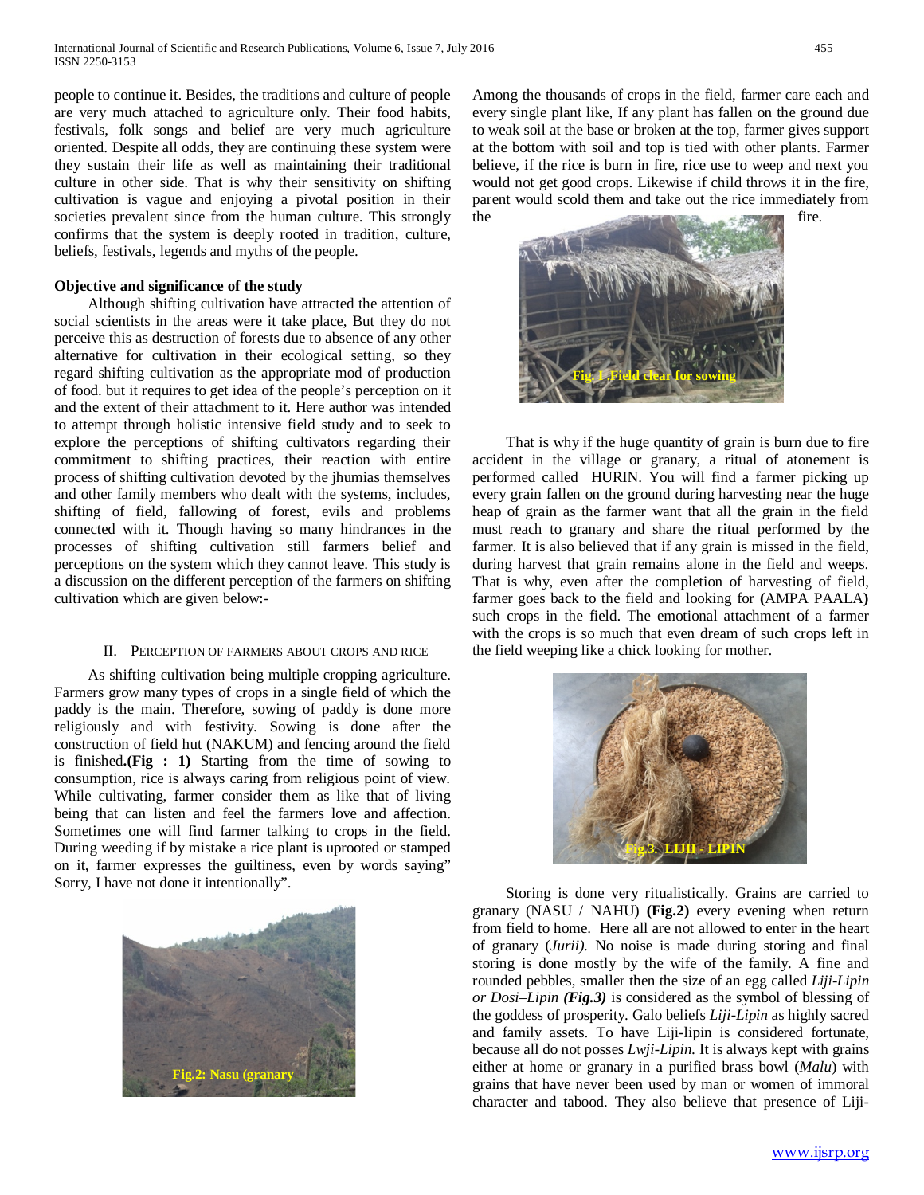people to continue it. Besides, the traditions and culture of people are very much attached to agriculture only. Their food habits, festivals, folk songs and belief are very much agriculture oriented. Despite all odds, they are continuing these system were they sustain their life as well as maintaining their traditional culture in other side. That is why their sensitivity on shifting cultivation is vague and enjoying a pivotal position in their societies prevalent since from the human culture. This strongly confirms that the system is deeply rooted in tradition, culture, beliefs, festivals, legends and myths of the people.

**Objective and significance of the study**

Although shifting cultivation have attracted the attention of social scientists in the areas were it take place, But they do not perceive this as destruction of forests due to absence of any other alternative for cultivation in their ecological setting, so they regard shifting cultivation as the appropriate mod of production of food. but it requires to get idea of the people's perception on it and the extent of their attachment to it. Here author was intended to attempt through holistic intensive field study and to seek to explore the perceptions of shifting cultivators regarding their commitment to shifting practices, their reaction with entire process of shifting cultivation devoted by the jhumias themselves and other family members who dealt with the systems, includes, shifting of field, fallowing of forest, evils and problems connected with it. Though having so many hindrances in the processes of shifting cultivation still farmers belief and perceptions on the system which they cannot leave. This study is a discussion on the different perception of the farmers on shifting cultivation which are given below:-

## II. Perception of Farmers About Crops and Rice

As shifting cultivation being multiple cropping agriculture. Farmers grow many types of crops in a single field of which the paddy is the main. Therefore, sowing of paddy is done more religiously and with festivity. Sowing is done after the construction of field hut (NAKUM) and fencing around the field is finished.**(Fig : 1)** Starting from the time of sowing to consumption, rice is always caring from religious point of view. While cultivating, farmer consider them as like that of living being that can listen and feel the farmers love and affection. Sometimes one will find farmer talking to crops in the field. During weeding if by mistake a rice plant is uprooted or stamped on it, farmer expresses the guiltiness, even by words saying" Sorry, I have not done it intentionally".

Fig.2: Nasu (granary

Among the thousands of crops in the field, farmer care each and every single plant like, If any plant has fallen on the ground due to weak soil at the base or broken at the top, farmer gives support at the bottom with soil and top is tied with other plants. Farmer believe, if the rice is burn in fire, rice use to weep and next you would not get good crops. Likewise if child throws it in the fire, parent would scold them and take out the rice immediately from the fire.

Fig. 1 .Field clear for sowing

That is why if the huge quantity of grain is burn due to fire accident in the village or granary, a ritual of atonement is performed called HURIN. You will find a farmer picking up every grain fallen on the ground during harvesting near the huge heap of grain as the farmer want that all the grain in the field must reach to granary and share the ritual performed by the farmer. It is also believed that if any grain is missed in the field, during harvest that grain remains alone in the field and weeps. That is why, even after the completion of harvesting of field, farmer goes back to the field and looking for **(**AMPA PAALA**)** such crops in the field. The emotional attachment of a farmer with the crops is so much that even dream of such crops left in the field weeping like a chick looking for mother.

Fig.3. LIJII - LIPIN

Storing is done very ritualistically. Grains are carried to granary (NASU / NAHU) **(Fig.2)** every evening when return from field to home. Here all are not allowed to enter in the heart of granary (*Jurii).* No noise is made during storing and final storing is done mostly by the wife of the family. A fine and rounded pebbles, smaller then the size of an egg called *Liji-Lipin or Dosi–Lipin* ***(Fig.3)*** is considered as the symbol of blessing of the goddess of prosperity. Galo beliefs *Liji-Lipin* as highly sacred and family assets. To have Liji-lipin is considered fortunate, because all do not posses *Lwji-Lipin*. It is always kept with grains either at home or granary in a purified brass bowl (*Malu*) with grains that have never been used by man or women of immoral character and tabood. They also believe that presence of Liji-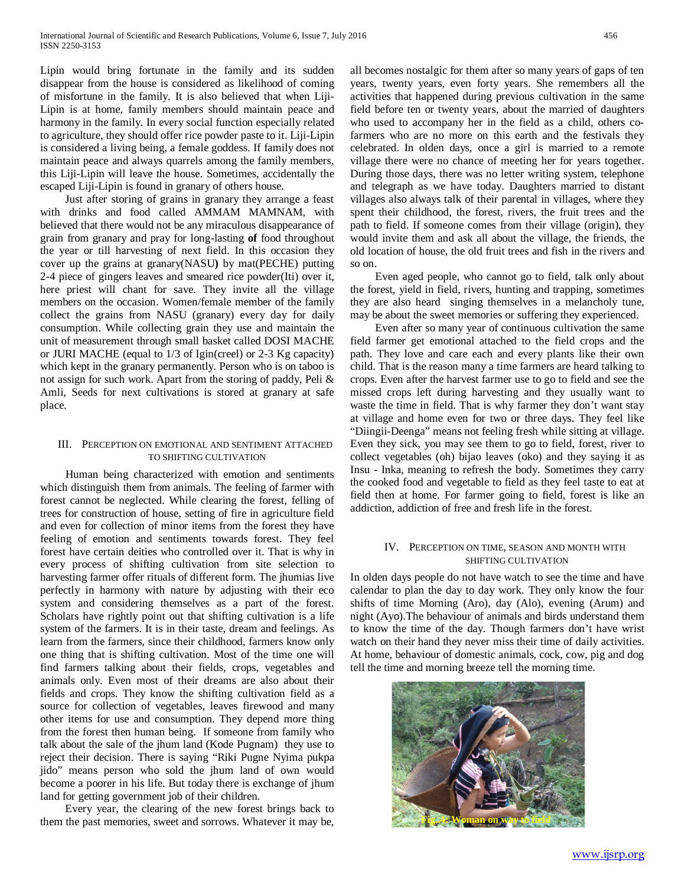Lipin would bring fortunate in the family and its sudden disappear from the house is considered as likelihood of coming of misfortune in the family. It is also believed that when Liji-Lipin is at home, family members should maintain peace and harmony in the family. In every social function especially related to agriculture, they should offer rice powder paste to it. Liji-Lipin is considered a living being, a female goddess. If family does not maintain peace and always quarrels among the family members, this Liji-Lipin will leave the house. Sometimes, accidentally the escaped Liji-Lipin is found in granary of others house.

Just after storing of grains in granary they arrange a feast with drinks and food called AMMAM MAMNAM, with believed that there would not be any miraculous disappearance of grain from granary and pray for long-lasting **of** food throughout the year or till harvesting of next field. In this occasion they cover up the grains at granary(NASU**)** by mat(PECHE) putting 2-4 piece of gingers leaves and smeared rice powder(Iti) over it, here priest will chant for save. They invite all the village members on the occasion. Women/female member of the family collect the grains from NASU (granary) every day for daily consumption. While collecting grain they use and maintain the unit of measurement through small basket called DOSI MACHE or JURI MACHE (equal to 1/3 of Igin(creel) or 2-3 Kg capacity) which kept in the granary permanently. Person who is on taboo is not assign for such work. Apart from the storing of paddy, Peli & Amli, Seeds for next cultivations is stored at granary at safe place.

## III. Perception on Emotional and Sentiment Attached to Shifting Cultivation

Human being characterized with emotion and sentiments which distinguish them from animals. The feeling of farmer with forest cannot be neglected. While clearing the forest, felling of trees for construction of house, setting of fire in agriculture field and even for collection of minor items from the forest they have feeling of emotion and sentiments towards forest. They feel forest have certain deities who controlled over it. That is why in every process of shifting cultivation from site selection to harvesting farmer offer rituals of different form. The jhumias live perfectly in harmony with nature by adjusting with their eco system and considering themselves as a part of the forest. Scholars have rightly point out that shifting cultivation is a life system of the farmers. It is in their taste, dream and feelings. As learn from the farmers, since their childhood, farmers know only one thing that is shifting cultivation. Most of the time one will find farmers talking about their fields, crops, vegetables and animals only. Even most of their dreams are also about their fields and crops. They know the shifting cultivation field as a source for collection of vegetables, leaves firewood and many other items for use and consumption. They depend more thing from the forest then human being. If someone from family who talk about the sale of the jhum land (Kode Pugnam) they use to reject their decision. There is saying "Riki Pugne Nyima pukpa jido" means person who sold the jhum land of own would become a poorer in his life. But today there is exchange of jhum land for getting government job of their children.

Every year, the clearing of the new forest brings back to them the past memories, sweet and sorrows. Whatever it may be, all becomes nostalgic for them after so many years of gaps of ten years, twenty years, even forty years. She remembers all the activities that happened during previous cultivation in the same field before ten or twenty years, about the married of daughters who used to accompany her in the field as a child, others co-farmers who are no more on this earth and the festivals they celebrated. In olden days, once a girl is married to a remote village there were no chance of meeting her for years together. During those days, there was no letter writing system, telephone and telegraph as we have today. Daughters married to distant villages also always talk of their parental in villages, where they spent their childhood, the forest, rivers, the fruit trees and the path to field. If someone comes from their village (origin), they would invite them and ask all about the village, the friends, the old location of house, the old fruit trees and fish in the rivers and so on.

Even aged people, who cannot go to field, talk only about the forest, yield in field, rivers, hunting and trapping, sometimes they are also heard singing themselves in a melancholy tune, may be about the sweet memories or suffering they experienced.

Even after so many year of continuous cultivation the same field farmer get emotional attached to the field crops and the path. They love and care each and every plants like their own child. That is the reason many a time farmers are heard talking to crops. Even after the harvest farmer use to go to field and see the missed crops left during harvesting and they usually want to waste the time in field. That is why farmer they don't want stay at village and home even for two or three days. They feel like "Diingii-Deenga" means not feeling fresh while sitting at village. Even they sick, you may see them to go to field, forest, river to collect vegetables (oh) bijao leaves (oko) and they saying it as Insu - Inka, meaning to refresh the body. Sometimes they carry the cooked food and vegetable to field as they feel taste to eat at field then at home. For farmer going to field, forest is like an addiction, addiction of free and fresh life in the forest.

## IV. Perception on Time, Season and Month with Shifting Cultivation

In olden days people do not have watch to see the time and have calendar to plan the day to day work. They only know the four shifts of time Morning (Aro), day (Alo), evening (Arum) and night (Ayo).The behaviour of animals and birds understand them to know the time of the day. Though farmers don't have wrist watch on their hand they never miss their time of daily activities. At home, behaviour of domestic animals, cock, cow, pig and dog tell the time and morning breeze tell the morning time.

Fig. 4: Woman on way to field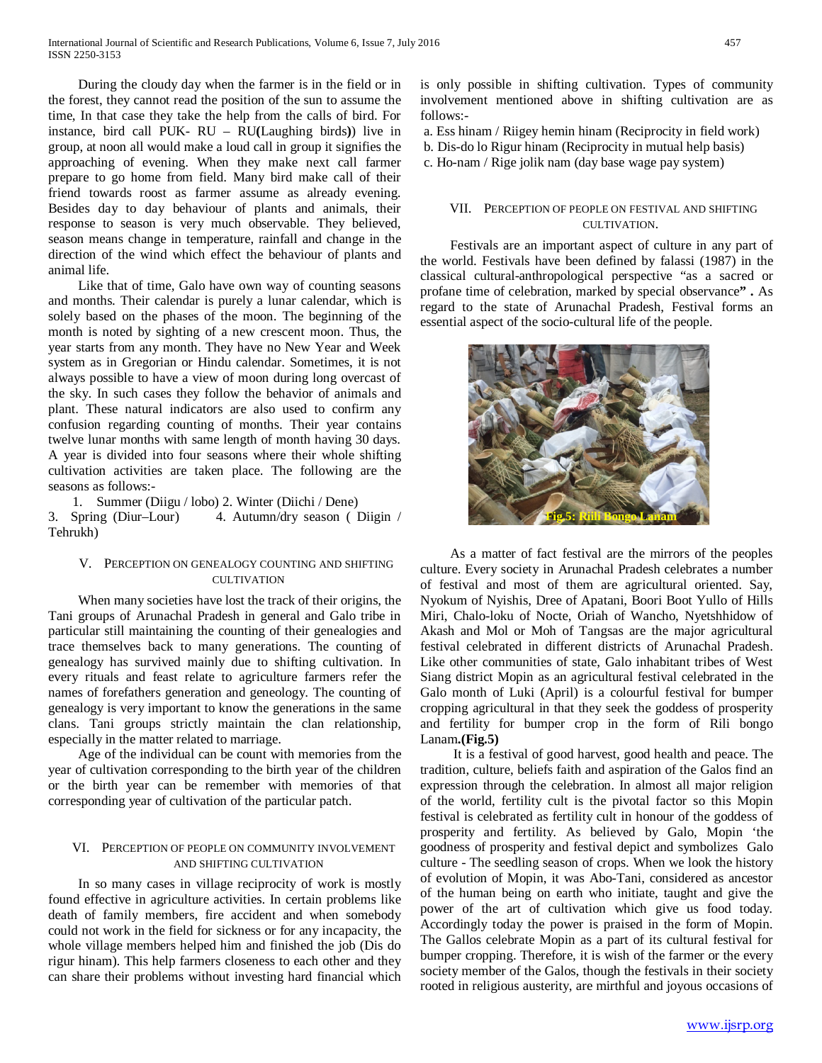During the cloudy day when the farmer is in the field or in the forest, they cannot read the position of the sun to assume the time, In that case they take the help from the calls of bird. For instance, bird call PUK- RU – RU**(**Laughing birds**))** live in group, at noon all would make a loud call in group it signifies the approaching of evening. When they make next call farmer prepare to go home from field. Many bird make call of their friend towards roost as farmer assume as already evening. Besides day to day behaviour of plants and animals, their response to season is very much observable. They believed, season means change in temperature, rainfall and change in the direction of the wind which effect the behaviour of plants and animal life.

Like that of time, Galo have own way of counting seasons and months. Their calendar is purely a lunar calendar, which is solely based on the phases of the moon. The beginning of the month is noted by sighting of a new crescent moon. Thus, the year starts from any month. They have no New Year and Week system as in Gregorian or Hindu calendar. Sometimes, it is not always possible to have a view of moon during long overcast of the sky. In such cases they follow the behavior of animals and plant. These natural indicators are also used to confirm any confusion regarding counting of months. Their year contains twelve lunar months with same length of month having 30 days. A year is divided into four seasons where their whole shifting cultivation activities are taken place. The following are the seasons as follows:-

1. Summer (Diigu / lobo) 2. Winter (Diichi / Dene)
3. Spring (Diur–Lour) 4. Autumn/dry season ( Diigin / Tehrukh)

## V. Perception on Genealogy Counting and Shifting Cultivation

When many societies have lost the track of their origins, the Tani groups of Arunachal Pradesh in general and Galo tribe in particular still maintaining the counting of their genealogies and trace themselves back to many generations. The counting of genealogy has survived mainly due to shifting cultivation. In every rituals and feast relate to agriculture farmers refer the names of forefathers generation and geneology. The counting of genealogy is very important to know the generations in the same clans. Tani groups strictly maintain the clan relationship, especially in the matter related to marriage.

Age of the individual can be count with memories from the year of cultivation corresponding to the birth year of the children or the birth year can be remember with memories of that corresponding year of cultivation of the particular patch.

## VI. Perception of People on Community Involvement and Shifting Cultivation

In so many cases in village reciprocity of work is mostly found effective in agriculture activities. In certain problems like death of family members, fire accident and when somebody could not work in the field for sickness or for any incapacity, the whole village members helped him and finished the job (Dis do rigur hinam). This help farmers closeness to each other and they can share their problems without investing hard financial which is only possible in shifting cultivation. Types of community involvement mentioned above in shifting cultivation are as follows:-

a. Ess hinam / Riigey hemin hinam (Reciprocity in field work)
b. Dis-do lo Rigur hinam (Reciprocity in mutual help basis)
c. Ho-nam / Rige jolik nam (day base wage pay system)

## VII. Perception of People on Festival and Shifting Cultivation.

Festivals are an important aspect of culture in any part of the world. Festivals have been defined by falassi (1987) in the classical cultural-anthropological perspective "as a sacred or profane time of celebration, marked by special observance**"** **.** As regard to the state of Arunachal Pradesh, Festival forms an essential aspect of the socio-cultural life of the people.

Fig.5: Riili Bongo Lanam

As a matter of fact festival are the mirrors of the peoples culture. Every society in Arunachal Pradesh celebrates a number of festival and most of them are agricultural oriented. Say, Nyokum of Nyishis, Dree of Apatani, Boori Boot Yullo of Hills Miri, Chalo-loku of Nocte, Oriah of Wancho, Nyetshhidow of Akash and Mol or Moh of Tangsas are the major agricultural festival celebrated in different districts of Arunachal Pradesh. Like other communities of state, Galo inhabitant tribes of West Siang district Mopin as an agricultural festival celebrated in the Galo month of Luki (April) is a colourful festival for bumper cropping agricultural in that they seek the goddess of prosperity and fertility for bumper crop in the form of Rili bongo Lanam**.(Fig.5)**

It is a festival of good harvest, good health and peace. The tradition, culture, beliefs faith and aspiration of the Galos find an expression through the celebration. In almost all major religion of the world, fertility cult is the pivotal factor so this Mopin festival is celebrated as fertility cult in honour of the goddess of prosperity and fertility. As believed by Galo, Mopin 'the goodness of prosperity and festival depict and symbolizes Galo culture - The seedling season of crops. When we look the history of evolution of Mopin, it was Abo-Tani, considered as ancestor of the human being on earth who initiate, taught and give the power of the art of cultivation which give us food today. Accordingly today the power is praised in the form of Mopin. The Gallos celebrate Mopin as a part of its cultural festival for bumper cropping. Therefore, it is wish of the farmer or the every society member of the Galos, though the festivals in their society rooted in religious austerity, are mirthful and joyous occasions of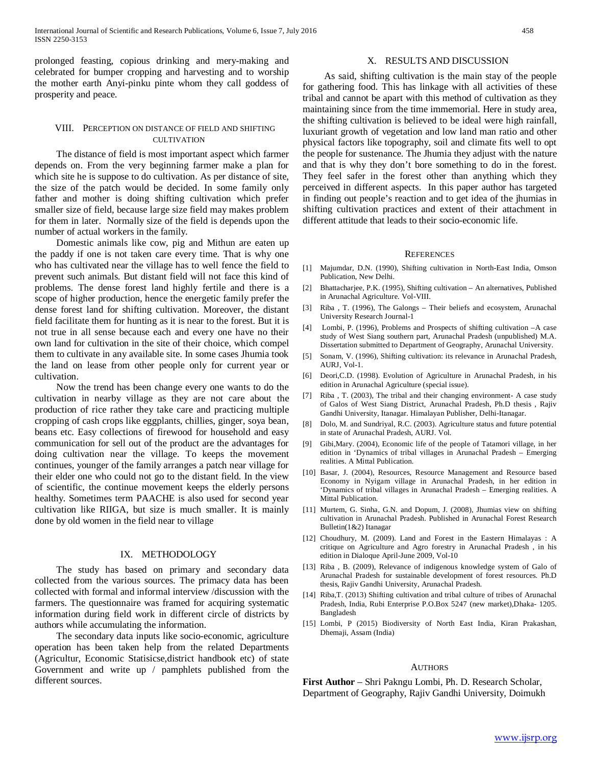prolonged feasting, copious drinking and mery-making and celebrated for bumper cropping and harvesting and to worship the mother earth Anyi-pinku pinte whom they call goddess of prosperity and peace.

## VIII. Perception on Distance of Field and Shifting Cultivation

The distance of field is most important aspect which farmer depends on. From the very beginning farmer make a plan for which site he is suppose to do cultivation. As per distance of site, the size of the patch would be decided. In some family only father and mother is doing shifting cultivation which prefer smaller size of field, because large size field may makes problem for them in later. Normally size of the field is depends upon the number of actual workers in the family.

Domestic animals like cow, pig and Mithun are eaten up the paddy if one is not taken care every time. That is why one who has cultivated near the village has to well fence the field to prevent such animals. But distant field will not face this kind of problems. The dense forest land highly fertile and there is a scope of higher production, hence the energetic family prefer the dense forest land for shifting cultivation. Moreover, the distant field facilitate them for hunting as it is near to the forest. But it is not true in all sense because each and every one have no their own land for cultivation in the site of their choice, which compel them to cultivate in any available site. In some cases Jhumia took the land on lease from other people only for current year or cultivation.

Now the trend has been change every one wants to do the cultivation in nearby village as they are not care about the production of rice rather they take care and practicing multiple cropping of cash crops like eggplants, chillies, ginger, soya bean, beans etc. Easy collections of firewood for household and easy communication for sell out of the product are the advantages for doing cultivation near the village. To keeps the movement continues, younger of the family arranges a patch near village for their elder one who could not go to the distant field. In the view of scientific, the continue movement keeps the elderly persons healthy. Sometimes term PAACHE is also used for second year cultivation like RIIGA, but size is much smaller. It is mainly done by old women in the field near to village

## IX. Methodology

The study has based on primary and secondary data collected from the various sources. The primacy data has been collected with formal and informal interview /discussion with the farmers. The questionnaire was framed for acquiring systematic information during field work in different circle of districts by authors while accumulating the information.

The secondary data inputs like socio-economic, agriculture operation has been taken help from the related Departments (Agricultur, Economic Statisicse,district handbook etc) of state Government and write up / pamphlets published from the different sources.

## X. Results and Discussion

As said, shifting cultivation is the main stay of the people for gathering food. This has linkage with all activities of these tribal and cannot be apart with this method of cultivation as they maintaining since from the time immemorial. Here in study area, the shifting cultivation is believed to be ideal were high rainfall, luxuriant growth of vegetation and low land man ratio and other physical factors like topography, soil and climate fits well to opt the people for sustenance. The Jhumia they adjust with the nature and that is why they don't bore something to do in the forest. They feel safer in the forest other than anything which they perceived in different aspects. In this paper author has targeted in finding out people's reaction and to get idea of the jhumias in shifting cultivation practices and extent of their attachment in different attitude that leads to their socio-economic life.

## References

[1] Majumdar, D.N. (1990), Shifting cultivation in North-East India, Omson Publication, New Delhi.

[2] Bhattacharjee, P.K. (1995), Shifting cultivation – An alternatives, Published in Arunachal Agriculture. Vol-VIII.

[3] Riba , T. (1996), The Galongs – Their beliefs and ecosystem, Arunachal University Research Journal-1

[4] Lombi, P. (1996), Problems and Prospects of shifting cultivation –A case study of West Siang southern part, Arunachal Pradesh (unpublished) M.A. Dissertation submitted to Department of Geography, Arunachal University.

[5] Sonam, V. (1996), Shifting cultivation: its relevance in Arunachal Pradesh, AURJ, Vol-1.

[6] Deori,C.D. (1998). Evolution of Agriculture in Arunachal Pradesh, in his edition in Arunachal Agriculture (special issue).

[7] Riba , T. (2003), The tribal and their changing environment- A case study of Galos of West Siang District, Arunachal Pradesh, Ph.D thesis , Rajiv Gandhi University, Itanagar. Himalayan Publisher, Delhi-Itanagar.

[8] Dolo, M. and Sundriyal, R.C. (2003). Agriculture status and future potential in state of Arunachal Pradesh, AURJ. Vol.

[9] Gibi,Mary. (2004), Economic life of the people of Tatamori village, in her edition in 'Dynamics of tribal villages in Arunachal Pradesh – Emerging realities. A Mittal Publication.

[10] Basar, J. (2004), Resources, Resource Management and Resource based Economy in Nyigam village in Arunachal Pradesh, in her edition in 'Dynamics of tribal villages in Arunachal Pradesh – Emerging realities. A Mittal Publication.

[11] Murtem, G. Sinha, G.N. and Dopum, J. (2008), Jhumias view on shifting cultivation in Arunachal Pradesh. Published in Arunachal Forest Research Bulletin(1&2) Itanagar

[12] Choudhury, M. (2009). Land and Forest in the Eastern Himalayas : A critique on Agriculture and Agro forestry in Arunachal Pradesh , in his edition in Dialoque April-June 2009, Vol-10

[13] Riba , B. (2009), Relevance of indigenous knowledge system of Galo of Arunachal Pradesh for sustainable development of forest resources. Ph.D thesis, Rajiv Gandhi University, Arunachal Pradesh.

[14] Riba,T. (2013) Shifting cultivation and tribal culture of tribes of Arunachal Pradesh, India, Rubi Enterprise P.O.Box 5247 (new market),Dhaka- 1205. Bangladesh

[15] Lombi, P (2015) Biodiversity of North East India, Kiran Prakashan, Dhemaji, Assam (India)

## Authors

**First Author** – Shri Pakngu Lombi, Ph. D. Research Scholar, Department of Geography, Rajiv Gandhi University, Doimukh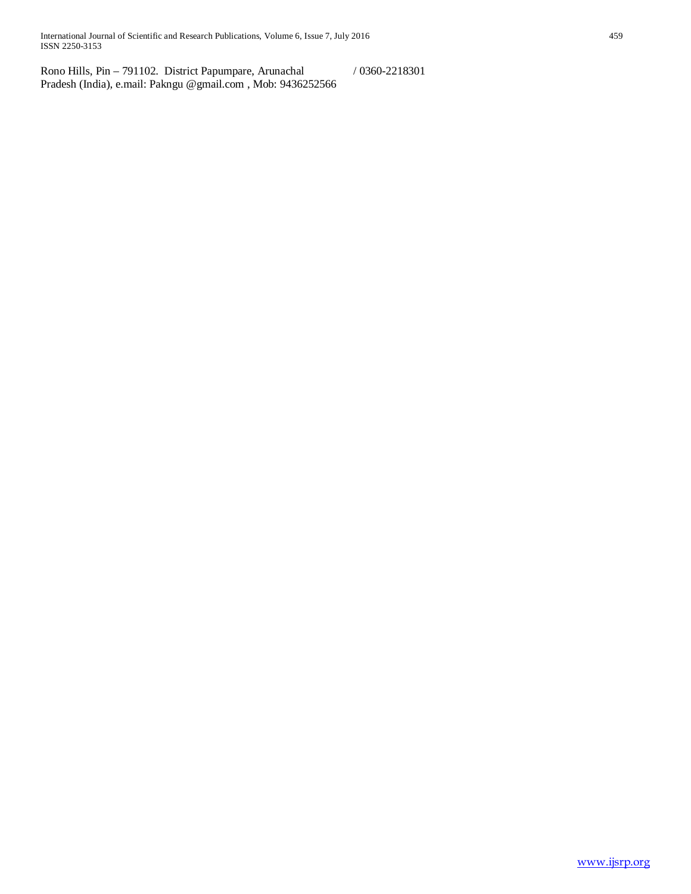Rono Hills, Pin – 791102. District Papumpare, Arunachal Pradesh (India), e.mail: Pakngu @gmail.com , Mob: 9436252566 / 0360-2218301